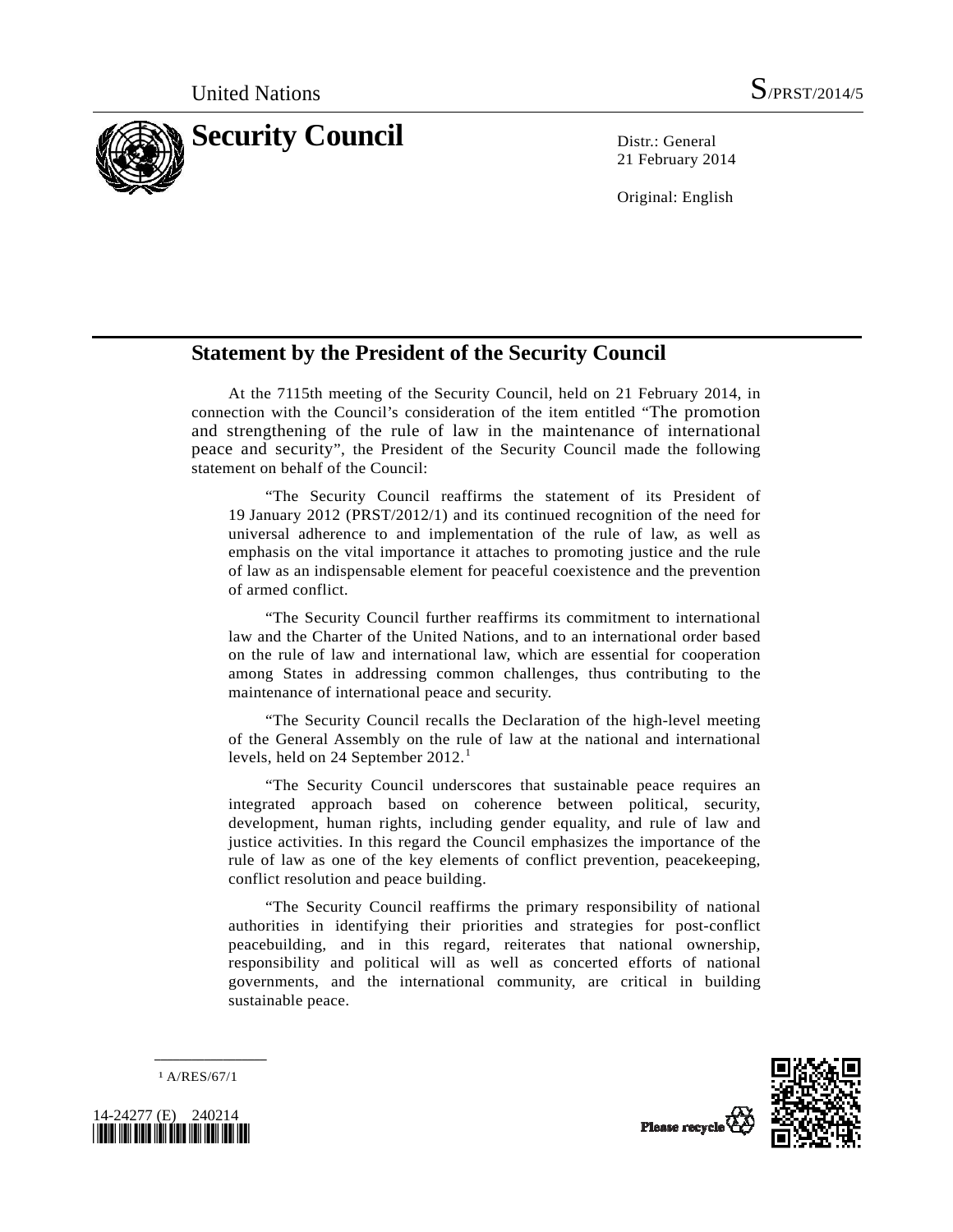United Nations S/PRST/2014/5

# Security Council

Distr.: General
21 February 2014

Original: English

## Statement by the President of the Security Council

At the 7115th meeting of the Security Council, held on 21 February 2014, in connection with the Council's consideration of the item entitled "The promotion and strengthening of the rule of law in the maintenance of international peace and security", the President of the Security Council made the following statement on behalf of the Council:

"The Security Council reaffirms the statement of its President of 19 January 2012 (PRST/2012/1) and its continued recognition of the need for universal adherence to and implementation of the rule of law, as well as emphasis on the vital importance it attaches to promoting justice and the rule of law as an indispensable element for peaceful coexistence and the prevention of armed conflict.

"The Security Council further reaffirms its commitment to international law and the Charter of the United Nations, and to an international order based on the rule of law and international law, which are essential for cooperation among States in addressing common challenges, thus contributing to the maintenance of international peace and security.

"The Security Council recalls the Declaration of the high-level meeting of the General Assembly on the rule of law at the national and international levels, held on 24 September 2012.[1]

"The Security Council underscores that sustainable peace requires an integrated approach based on coherence between political, security, development, human rights, including gender equality, and rule of law and justice activities. In this regard the Council emphasizes the importance of the rule of law as one of the key elements of conflict prevention, peacekeeping, conflict resolution and peace building.

"The Security Council reaffirms the primary responsibility of national authorities in identifying their priorities and strategies for post-conflict peacebuilding, and in this regard, reiterates that national ownership, responsibility and political will as well as concerted efforts of national governments, and the international community, are critical in building sustainable peace.

[1] A/RES/67/1

14-24277 (E) 240214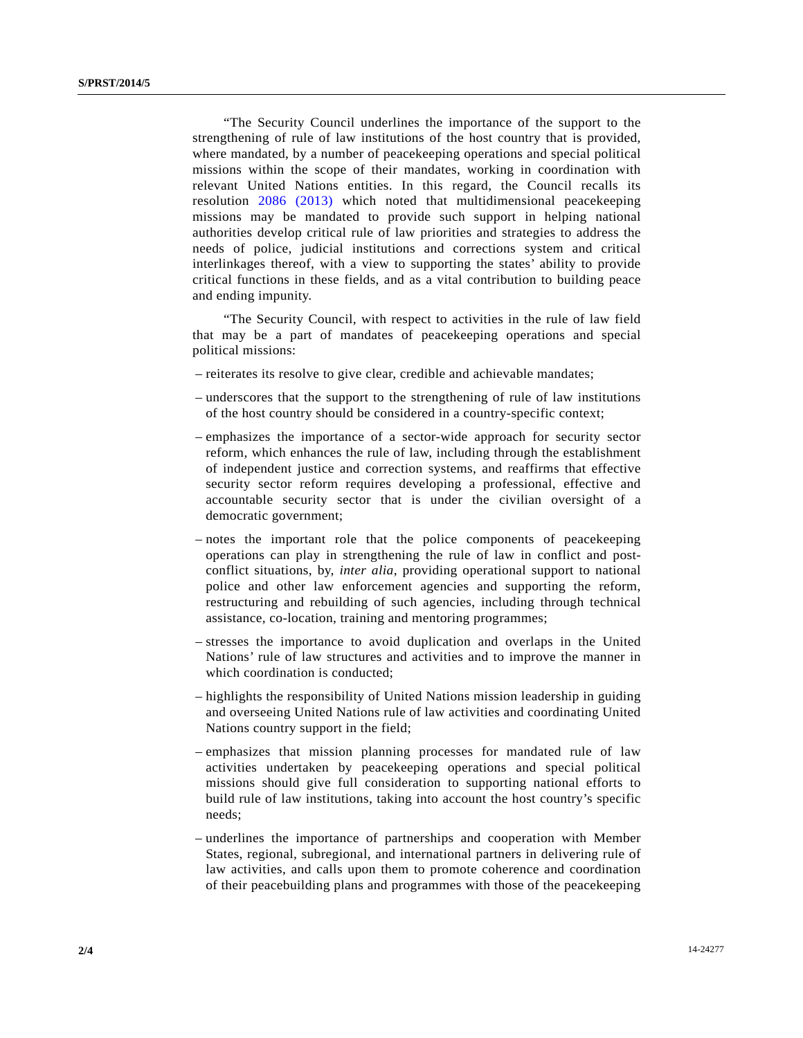“The Security Council underlines the importance of the support to the strengthening of rule of law institutions of the host country that is provided, where mandated, by a number of peacekeeping operations and special political missions within the scope of their mandates, working in coordination with relevant United Nations entities. In this regard, the Council recalls its resolution 2086 (2013) which noted that multidimensional peacekeeping missions may be mandated to provide such support in helping national authorities develop critical rule of law priorities and strategies to address the needs of police, judicial institutions and corrections system and critical interlinkages thereof, with a view to supporting the states’ ability to provide critical functions in these fields, and as a vital contribution to building peace and ending impunity.

“The Security Council, with respect to activities in the rule of law field that may be a part of mandates of peacekeeping operations and special political missions:

– reiterates its resolve to give clear, credible and achievable mandates;

– underscores that the support to the strengthening of rule of law institutions of the host country should be considered in a country-specific context;

– emphasizes the importance of a sector-wide approach for security sector reform, which enhances the rule of law, including through the establishment of independent justice and correction systems, and reaffirms that effective security sector reform requires developing a professional, effective and accountable security sector that is under the civilian oversight of a democratic government;

– notes the important role that the police components of peacekeeping operations can play in strengthening the rule of law in conflict and post-conflict situations, by, *inter alia*, providing operational support to national police and other law enforcement agencies and supporting the reform, restructuring and rebuilding of such agencies, including through technical assistance, co-location, training and mentoring programmes;

– stresses the importance to avoid duplication and overlaps in the United Nations’ rule of law structures and activities and to improve the manner in which coordination is conducted;

– highlights the responsibility of United Nations mission leadership in guiding and overseeing United Nations rule of law activities and coordinating United Nations country support in the field;

– emphasizes that mission planning processes for mandated rule of law activities undertaken by peacekeeping operations and special political missions should give full consideration to supporting national efforts to build rule of law institutions, taking into account the host country’s specific needs;

– underlines the importance of partnerships and cooperation with Member States, regional, subregional, and international partners in delivering rule of law activities, and calls upon them to promote coherence and coordination of their peacebuilding plans and programmes with those of the peacekeeping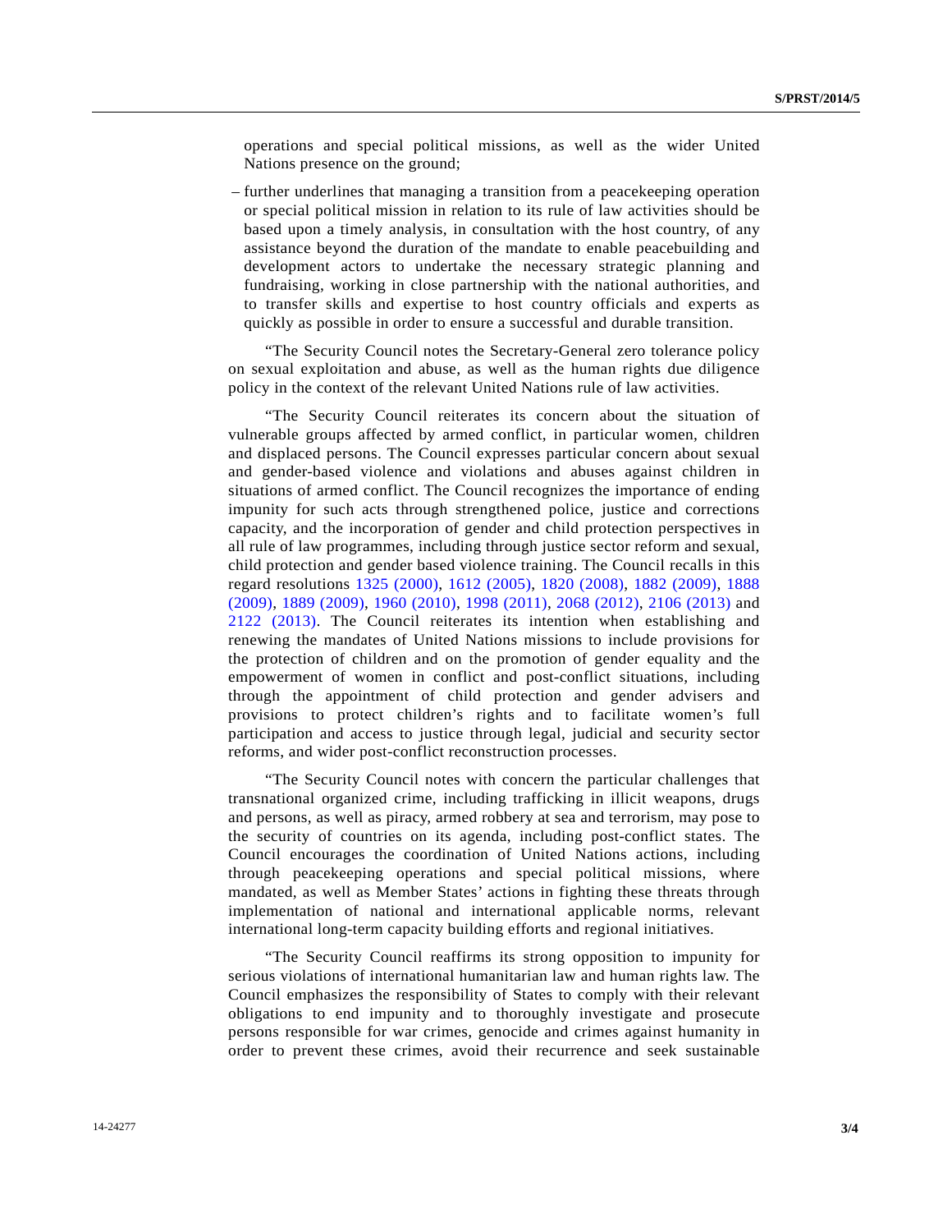operations and special political missions, as well as the wider United Nations presence on the ground;

– further underlines that managing a transition from a peacekeeping operation or special political mission in relation to its rule of law activities should be based upon a timely analysis, in consultation with the host country, of any assistance beyond the duration of the mandate to enable peacebuilding and development actors to undertake the necessary strategic planning and fundraising, working in close partnership with the national authorities, and to transfer skills and expertise to host country officials and experts as quickly as possible in order to ensure a successful and durable transition.

"The Security Council notes the Secretary-General zero tolerance policy on sexual exploitation and abuse, as well as the human rights due diligence policy in the context of the relevant United Nations rule of law activities.

"The Security Council reiterates its concern about the situation of vulnerable groups affected by armed conflict, in particular women, children and displaced persons. The Council expresses particular concern about sexual and gender-based violence and violations and abuses against children in situations of armed conflict. The Council recognizes the importance of ending impunity for such acts through strengthened police, justice and corrections capacity, and the incorporation of gender and child protection perspectives in all rule of law programmes, including through justice sector reform and sexual, child protection and gender based violence training. The Council recalls in this regard resolutions 1325 (2000), 1612 (2005), 1820 (2008), 1882 (2009), 1888 (2009), 1889 (2009), 1960 (2010), 1998 (2011), 2068 (2012), 2106 (2013) and 2122 (2013). The Council reiterates its intention when establishing and renewing the mandates of United Nations missions to include provisions for the protection of children and on the promotion of gender equality and the empowerment of women in conflict and post-conflict situations, including through the appointment of child protection and gender advisers and provisions to protect children's rights and to facilitate women's full participation and access to justice through legal, judicial and security sector reforms, and wider post-conflict reconstruction processes.

"The Security Council notes with concern the particular challenges that transnational organized crime, including trafficking in illicit weapons, drugs and persons, as well as piracy, armed robbery at sea and terrorism, may pose to the security of countries on its agenda, including post-conflict states. The Council encourages the coordination of United Nations actions, including through peacekeeping operations and special political missions, where mandated, as well as Member States' actions in fighting these threats through implementation of national and international applicable norms, relevant international long-term capacity building efforts and regional initiatives.

"The Security Council reaffirms its strong opposition to impunity for serious violations of international humanitarian law and human rights law. The Council emphasizes the responsibility of States to comply with their relevant obligations to end impunity and to thoroughly investigate and prosecute persons responsible for war crimes, genocide and crimes against humanity in order to prevent these crimes, avoid their recurrence and seek sustainable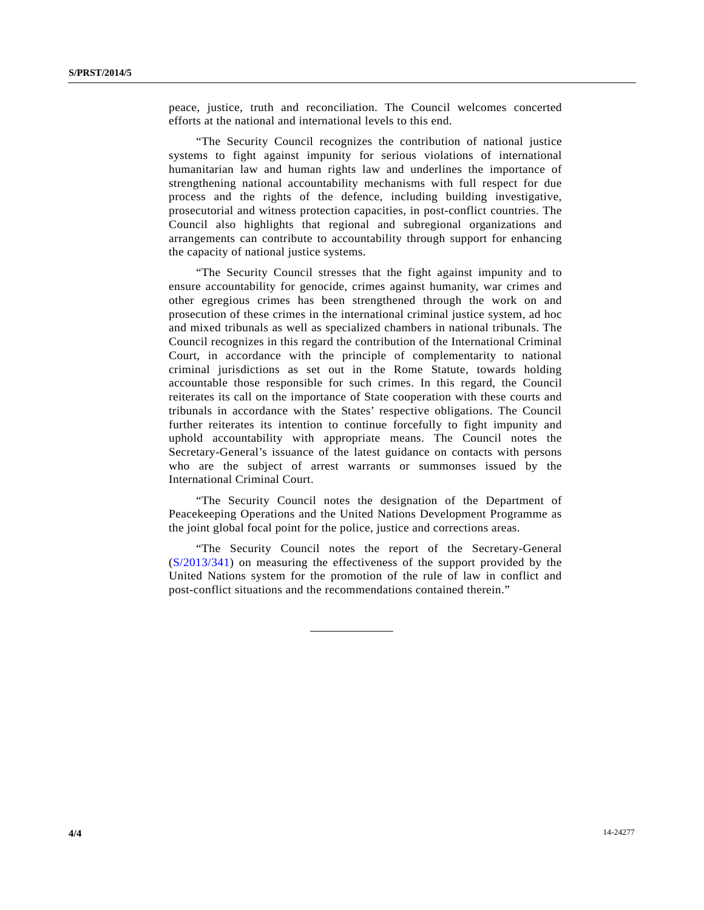peace, justice, truth and reconciliation. The Council welcomes concerted efforts at the national and international levels to this end.

"The Security Council recognizes the contribution of national justice systems to fight against impunity for serious violations of international humanitarian law and human rights law and underlines the importance of strengthening national accountability mechanisms with full respect for due process and the rights of the defence, including building investigative, prosecutorial and witness protection capacities, in post-conflict countries. The Council also highlights that regional and subregional organizations and arrangements can contribute to accountability through support for enhancing the capacity of national justice systems.

"The Security Council stresses that the fight against impunity and to ensure accountability for genocide, crimes against humanity, war crimes and other egregious crimes has been strengthened through the work on and prosecution of these crimes in the international criminal justice system, ad hoc and mixed tribunals as well as specialized chambers in national tribunals. The Council recognizes in this regard the contribution of the International Criminal Court, in accordance with the principle of complementarity to national criminal jurisdictions as set out in the Rome Statute, towards holding accountable those responsible for such crimes. In this regard, the Council reiterates its call on the importance of State cooperation with these courts and tribunals in accordance with the States' respective obligations. The Council further reiterates its intention to continue forcefully to fight impunity and uphold accountability with appropriate means. The Council notes the Secretary-General's issuance of the latest guidance on contacts with persons who are the subject of arrest warrants or summonses issued by the International Criminal Court.

"The Security Council notes the designation of the Department of Peacekeeping Operations and the United Nations Development Programme as the joint global focal point for the police, justice and corrections areas.

"The Security Council notes the report of the Secretary-General (S/2013/341) on measuring the effectiveness of the support provided by the United Nations system for the promotion of the rule of law in conflict and post-conflict situations and the recommendations contained therein."